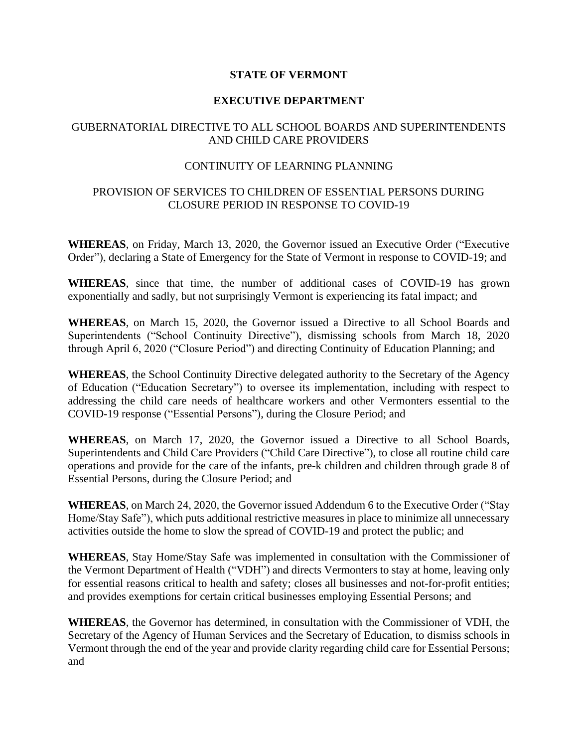**STATE OF VERMONT**

**EXECUTIVE DEPARTMENT**

GUBERNATORIAL DIRECTIVE TO ALL SCHOOL BOARDS AND SUPERINTENDENTS AND CHILD CARE PROVIDERS

CONTINUITY OF LEARNING PLANNING

PROVISION OF SERVICES TO CHILDREN OF ESSENTIAL PERSONS DURING CLOSURE PERIOD IN RESPONSE TO COVID-19

**WHEREAS**, on Friday, March 13, 2020, the Governor issued an Executive Order ("Executive Order"), declaring a State of Emergency for the State of Vermont in response to COVID-19; and

**WHEREAS**, since that time, the number of additional cases of COVID-19 has grown exponentially and sadly, but not surprisingly Vermont is experiencing its fatal impact; and

**WHEREAS**, on March 15, 2020, the Governor issued a Directive to all School Boards and Superintendents ("School Continuity Directive"), dismissing schools from March 18, 2020 through April 6, 2020 ("Closure Period") and directing Continuity of Education Planning; and

**WHEREAS**, the School Continuity Directive delegated authority to the Secretary of the Agency of Education ("Education Secretary") to oversee its implementation, including with respect to addressing the child care needs of healthcare workers and other Vermonters essential to the COVID-19 response ("Essential Persons"), during the Closure Period; and

**WHEREAS**, on March 17, 2020, the Governor issued a Directive to all School Boards, Superintendents and Child Care Providers ("Child Care Directive"), to close all routine child care operations and provide for the care of the infants, pre-k children and children through grade 8 of Essential Persons, during the Closure Period; and

**WHEREAS**, on March 24, 2020, the Governor issued Addendum 6 to the Executive Order ("Stay Home/Stay Safe"), which puts additional restrictive measures in place to minimize all unnecessary activities outside the home to slow the spread of COVID-19 and protect the public; and

**WHEREAS**, Stay Home/Stay Safe was implemented in consultation with the Commissioner of the Vermont Department of Health ("VDH") and directs Vermonters to stay at home, leaving only for essential reasons critical to health and safety; closes all businesses and not-for-profit entities; and provides exemptions for certain critical businesses employing Essential Persons; and

**WHEREAS**, the Governor has determined, in consultation with the Commissioner of VDH, the Secretary of the Agency of Human Services and the Secretary of Education, to dismiss schools in Vermont through the end of the year and provide clarity regarding child care for Essential Persons; and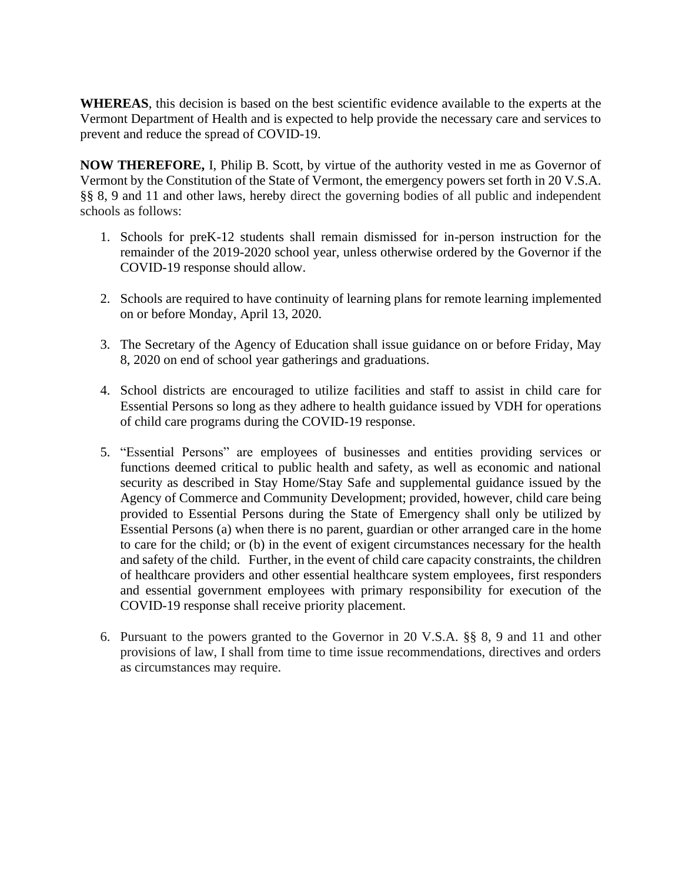**WHEREAS**, this decision is based on the best scientific evidence available to the experts at the Vermont Department of Health and is expected to help provide the necessary care and services to prevent and reduce the spread of COVID-19.

**NOW THEREFORE,** I, Philip B. Scott, by virtue of the authority vested in me as Governor of Vermont by the Constitution of the State of Vermont, the emergency powers set forth in 20 V.S.A. §§ 8, 9 and 11 and other laws, hereby direct the governing bodies of all public and independent schools as follows:

1. Schools for preK-12 students shall remain dismissed for in-person instruction for the remainder of the 2019-2020 school year, unless otherwise ordered by the Governor if the COVID-19 response should allow.

2. Schools are required to have continuity of learning plans for remote learning implemented on or before Monday, April 13, 2020.

3. The Secretary of the Agency of Education shall issue guidance on or before Friday, May 8, 2020 on end of school year gatherings and graduations.

4. School districts are encouraged to utilize facilities and staff to assist in child care for Essential Persons so long as they adhere to health guidance issued by VDH for operations of child care programs during the COVID-19 response.

5. "Essential Persons" are employees of businesses and entities providing services or functions deemed critical to public health and safety, as well as economic and national security as described in Stay Home/Stay Safe and supplemental guidance issued by the Agency of Commerce and Community Development; provided, however, child care being provided to Essential Persons during the State of Emergency shall only be utilized by Essential Persons (a) when there is no parent, guardian or other arranged care in the home to care for the child; or (b) in the event of exigent circumstances necessary for the health and safety of the child. Further, in the event of child care capacity constraints, the children of healthcare providers and other essential healthcare system employees, first responders and essential government employees with primary responsibility for execution of the COVID-19 response shall receive priority placement.

6. Pursuant to the powers granted to the Governor in 20 V.S.A. §§ 8, 9 and 11 and other provisions of law, I shall from time to time issue recommendations, directives and orders as circumstances may require.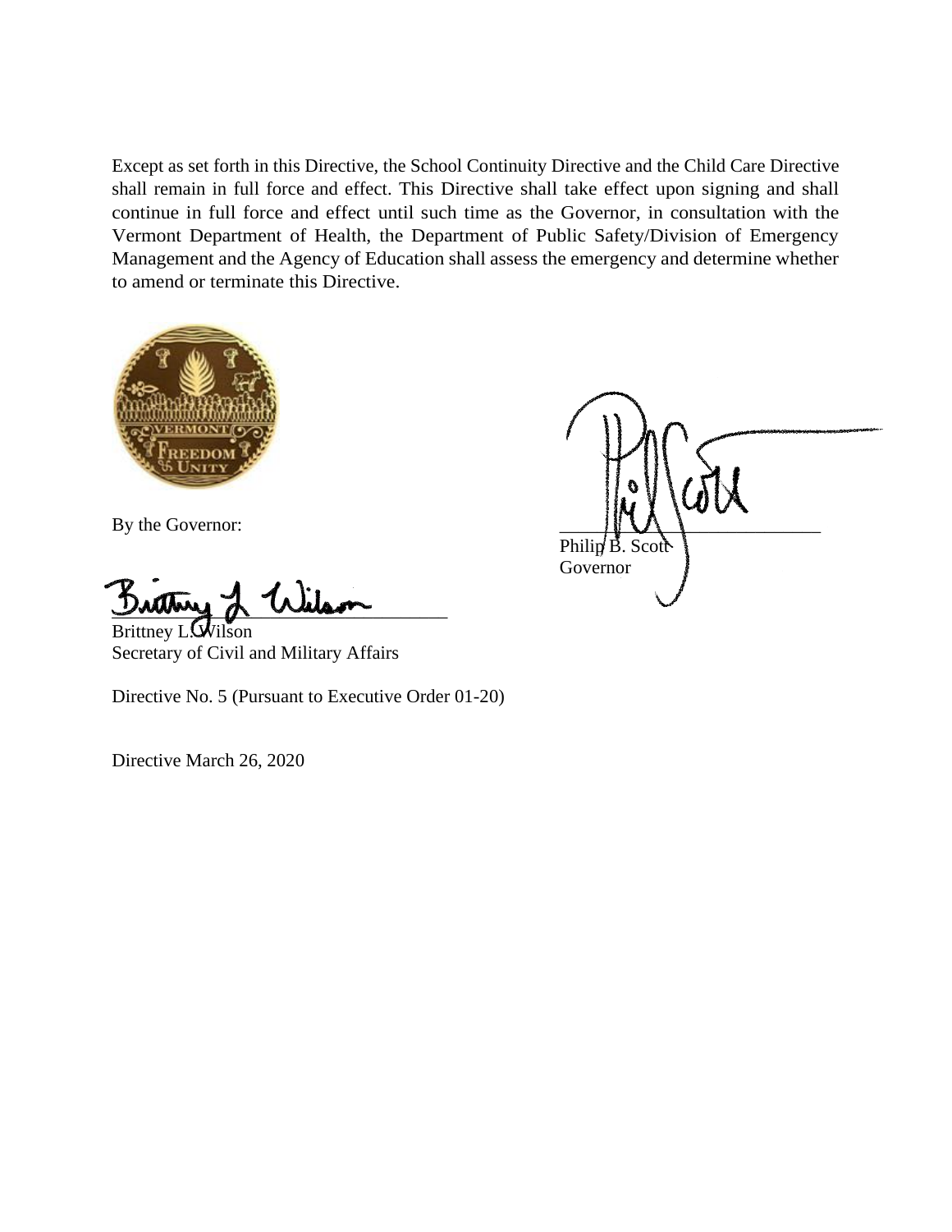Except as set forth in this Directive, the School Continuity Directive and the Child Care Directive shall remain in full force and effect. This Directive shall take effect upon signing and shall continue in full force and effect until such time as the Governor, in consultation with the Vermont Department of Health, the Department of Public Safety/Division of Emergency Management and the Agency of Education shall assess the emergency and determine whether to amend or terminate this Directive.

By the Governor:

Brittney L. Wilson
Secretary of Civil and Military Affairs

Philip B. Scott
Governor

Directive No. 5 (Pursuant to Executive Order 01-20)

Directive March 26, 2020